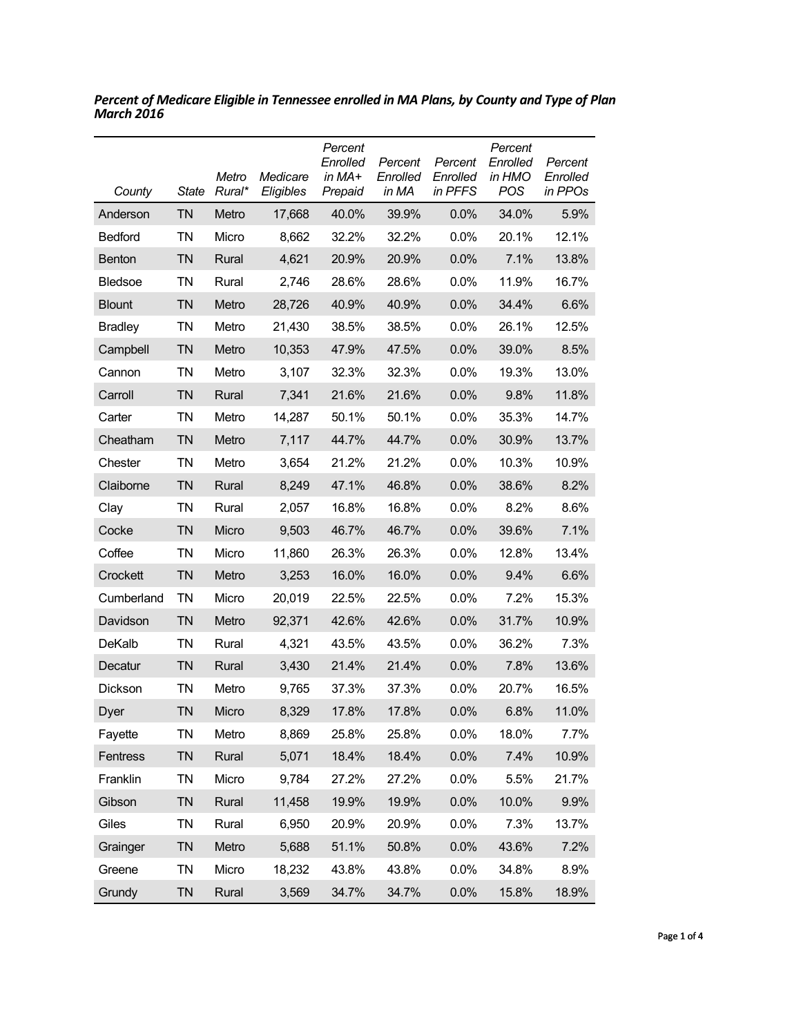***Percent of Medicare Eligible in Tennessee enrolled in MA Plans, by County and Type of Plan March 2016***

| *County* | *State* | *Metro Rural\** | *Medicare Eligibles* | *Percent Enrolled in MA+ Prepaid* | *Percent Enrolled in MA* | *Percent Enrolled in PFFS* | *Percent Enrolled in HMO POS* | *Percent Enrolled in PPOs* |
|---|---|---|---|---|---|---|---|---|
| Anderson | TN | Metro | 17,668 | 40.0% | 39.9% | 0.0% | 34.0% | 5.9% |
| Bedford | TN | Micro | 8,662 | 32.2% | 32.2% | 0.0% | 20.1% | 12.1% |
| Benton | TN | Rural | 4,621 | 20.9% | 20.9% | 0.0% | 7.1% | 13.8% |
| Bledsoe | TN | Rural | 2,746 | 28.6% | 28.6% | 0.0% | 11.9% | 16.7% |
| Blount | TN | Metro | 28,726 | 40.9% | 40.9% | 0.0% | 34.4% | 6.6% |
| Bradley | TN | Metro | 21,430 | 38.5% | 38.5% | 0.0% | 26.1% | 12.5% |
| Campbell | TN | Metro | 10,353 | 47.9% | 47.5% | 0.0% | 39.0% | 8.5% |
| Cannon | TN | Metro | 3,107 | 32.3% | 32.3% | 0.0% | 19.3% | 13.0% |
| Carroll | TN | Rural | 7,341 | 21.6% | 21.6% | 0.0% | 9.8% | 11.8% |
| Carter | TN | Metro | 14,287 | 50.1% | 50.1% | 0.0% | 35.3% | 14.7% |
| Cheatham | TN | Metro | 7,117 | 44.7% | 44.7% | 0.0% | 30.9% | 13.7% |
| Chester | TN | Metro | 3,654 | 21.2% | 21.2% | 0.0% | 10.3% | 10.9% |
| Claiborne | TN | Rural | 8,249 | 47.1% | 46.8% | 0.0% | 38.6% | 8.2% |
| Clay | TN | Rural | 2,057 | 16.8% | 16.8% | 0.0% | 8.2% | 8.6% |
| Cocke | TN | Micro | 9,503 | 46.7% | 46.7% | 0.0% | 39.6% | 7.1% |
| Coffee | TN | Micro | 11,860 | 26.3% | 26.3% | 0.0% | 12.8% | 13.4% |
| Crockett | TN | Metro | 3,253 | 16.0% | 16.0% | 0.0% | 9.4% | 6.6% |
| Cumberland | TN | Micro | 20,019 | 22.5% | 22.5% | 0.0% | 7.2% | 15.3% |
| Davidson | TN | Metro | 92,371 | 42.6% | 42.6% | 0.0% | 31.7% | 10.9% |
| DeKalb | TN | Rural | 4,321 | 43.5% | 43.5% | 0.0% | 36.2% | 7.3% |
| Decatur | TN | Rural | 3,430 | 21.4% | 21.4% | 0.0% | 7.8% | 13.6% |
| Dickson | TN | Metro | 9,765 | 37.3% | 37.3% | 0.0% | 20.7% | 16.5% |
| Dyer | TN | Micro | 8,329 | 17.8% | 17.8% | 0.0% | 6.8% | 11.0% |
| Fayette | TN | Metro | 8,869 | 25.8% | 25.8% | 0.0% | 18.0% | 7.7% |
| Fentress | TN | Rural | 5,071 | 18.4% | 18.4% | 0.0% | 7.4% | 10.9% |
| Franklin | TN | Micro | 9,784 | 27.2% | 27.2% | 0.0% | 5.5% | 21.7% |
| Gibson | TN | Rural | 11,458 | 19.9% | 19.9% | 0.0% | 10.0% | 9.9% |
| Giles | TN | Rural | 6,950 | 20.9% | 20.9% | 0.0% | 7.3% | 13.7% |
| Grainger | TN | Metro | 5,688 | 51.1% | 50.8% | 0.0% | 43.6% | 7.2% |
| Greene | TN | Micro | 18,232 | 43.8% | 43.8% | 0.0% | 34.8% | 8.9% |
| Grundy | TN | Rural | 3,569 | 34.7% | 34.7% | 0.0% | 15.8% | 18.9% |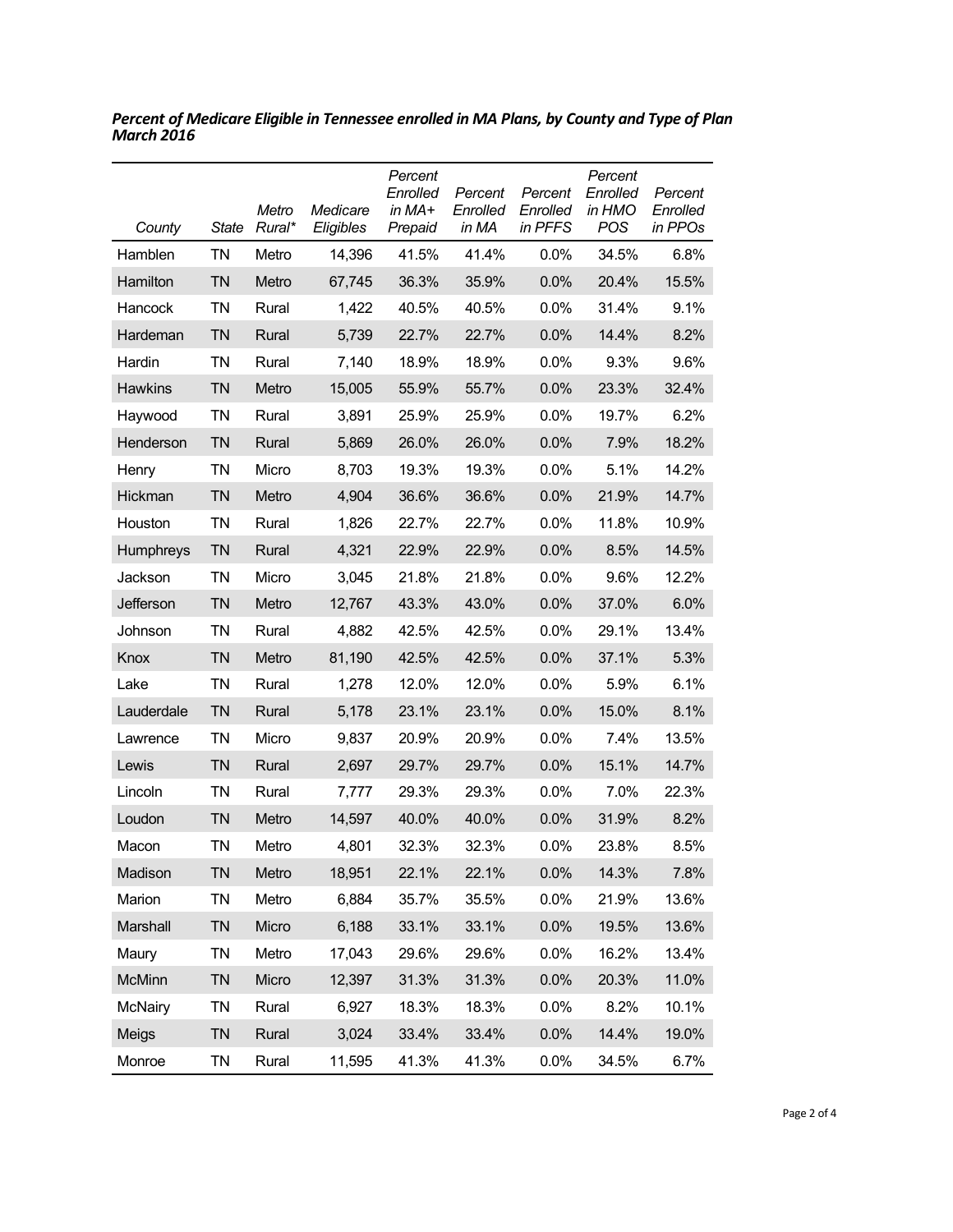***Percent of Medicare Eligible in Tennessee enrolled in MA Plans, by County and Type of Plan March 2016***

| *County* | *State* | *Metro Rural\** | *Medicare Eligibles* | *Percent Enrolled in MA+ Prepaid* | *Percent Enrolled in MA* | *Percent Enrolled in PFFS* | *Percent Enrolled in HMO POS* | *Percent Enrolled in PPOs* |
|---|---|---|---|---|---|---|---|---|
| Hamblen | TN | Metro | 14,396 | 41.5% | 41.4% | 0.0% | 34.5% | 6.8% |
| Hamilton | TN | Metro | 67,745 | 36.3% | 35.9% | 0.0% | 20.4% | 15.5% |
| Hancock | TN | Rural | 1,422 | 40.5% | 40.5% | 0.0% | 31.4% | 9.1% |
| Hardeman | TN | Rural | 5,739 | 22.7% | 22.7% | 0.0% | 14.4% | 8.2% |
| Hardin | TN | Rural | 7,140 | 18.9% | 18.9% | 0.0% | 9.3% | 9.6% |
| Hawkins | TN | Metro | 15,005 | 55.9% | 55.7% | 0.0% | 23.3% | 32.4% |
| Haywood | TN | Rural | 3,891 | 25.9% | 25.9% | 0.0% | 19.7% | 6.2% |
| Henderson | TN | Rural | 5,869 | 26.0% | 26.0% | 0.0% | 7.9% | 18.2% |
| Henry | TN | Micro | 8,703 | 19.3% | 19.3% | 0.0% | 5.1% | 14.2% |
| Hickman | TN | Metro | 4,904 | 36.6% | 36.6% | 0.0% | 21.9% | 14.7% |
| Houston | TN | Rural | 1,826 | 22.7% | 22.7% | 0.0% | 11.8% | 10.9% |
| Humphreys | TN | Rural | 4,321 | 22.9% | 22.9% | 0.0% | 8.5% | 14.5% |
| Jackson | TN | Micro | 3,045 | 21.8% | 21.8% | 0.0% | 9.6% | 12.2% |
| Jefferson | TN | Metro | 12,767 | 43.3% | 43.0% | 0.0% | 37.0% | 6.0% |
| Johnson | TN | Rural | 4,882 | 42.5% | 42.5% | 0.0% | 29.1% | 13.4% |
| Knox | TN | Metro | 81,190 | 42.5% | 42.5% | 0.0% | 37.1% | 5.3% |
| Lake | TN | Rural | 1,278 | 12.0% | 12.0% | 0.0% | 5.9% | 6.1% |
| Lauderdale | TN | Rural | 5,178 | 23.1% | 23.1% | 0.0% | 15.0% | 8.1% |
| Lawrence | TN | Micro | 9,837 | 20.9% | 20.9% | 0.0% | 7.4% | 13.5% |
| Lewis | TN | Rural | 2,697 | 29.7% | 29.7% | 0.0% | 15.1% | 14.7% |
| Lincoln | TN | Rural | 7,777 | 29.3% | 29.3% | 0.0% | 7.0% | 22.3% |
| Loudon | TN | Metro | 14,597 | 40.0% | 40.0% | 0.0% | 31.9% | 8.2% |
| Macon | TN | Metro | 4,801 | 32.3% | 32.3% | 0.0% | 23.8% | 8.5% |
| Madison | TN | Metro | 18,951 | 22.1% | 22.1% | 0.0% | 14.3% | 7.8% |
| Marion | TN | Metro | 6,884 | 35.7% | 35.5% | 0.0% | 21.9% | 13.6% |
| Marshall | TN | Micro | 6,188 | 33.1% | 33.1% | 0.0% | 19.5% | 13.6% |
| Maury | TN | Metro | 17,043 | 29.6% | 29.6% | 0.0% | 16.2% | 13.4% |
| McMinn | TN | Micro | 12,397 | 31.3% | 31.3% | 0.0% | 20.3% | 11.0% |
| McNairy | TN | Rural | 6,927 | 18.3% | 18.3% | 0.0% | 8.2% | 10.1% |
| Meigs | TN | Rural | 3,024 | 33.4% | 33.4% | 0.0% | 14.4% | 19.0% |
| Monroe | TN | Rural | 11,595 | 41.3% | 41.3% | 0.0% | 34.5% | 6.7% |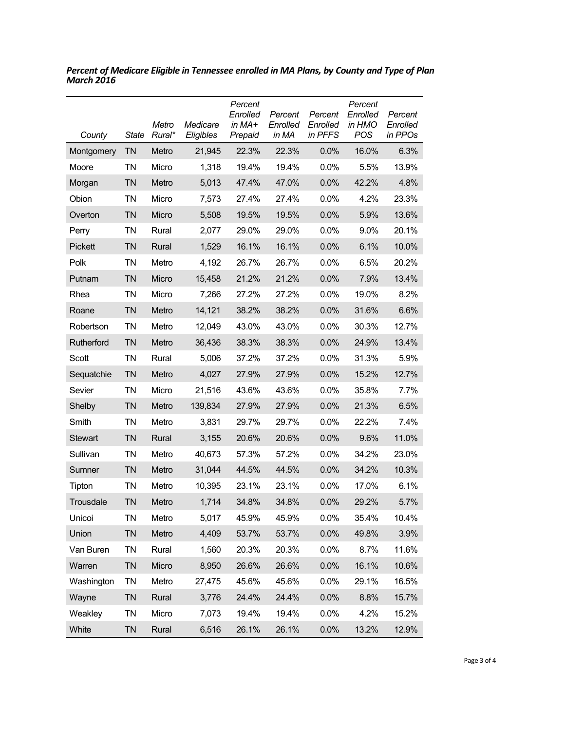***Percent of Medicare Eligible in Tennessee enrolled in MA Plans, by County and Type of Plan March 2016***

| *County* | *State* | *Metro Rural** | *Medicare Eligibles* | *Percent Enrolled in MA+ Prepaid* | *Percent Enrolled in MA* | *Percent Enrolled in PFFS* | *Percent Enrolled in HMO POS* | *Percent Enrolled in PPOs* |
|---|---|---|---|---|---|---|---|---|
| Montgomery | TN | Metro | 21,945 | 22.3% | 22.3% | 0.0% | 16.0% | 6.3% |
| Moore | TN | Micro | 1,318 | 19.4% | 19.4% | 0.0% | 5.5% | 13.9% |
| Morgan | TN | Metro | 5,013 | 47.4% | 47.0% | 0.0% | 42.2% | 4.8% |
| Obion | TN | Micro | 7,573 | 27.4% | 27.4% | 0.0% | 4.2% | 23.3% |
| Overton | TN | Micro | 5,508 | 19.5% | 19.5% | 0.0% | 5.9% | 13.6% |
| Perry | TN | Rural | 2,077 | 29.0% | 29.0% | 0.0% | 9.0% | 20.1% |
| Pickett | TN | Rural | 1,529 | 16.1% | 16.1% | 0.0% | 6.1% | 10.0% |
| Polk | TN | Metro | 4,192 | 26.7% | 26.7% | 0.0% | 6.5% | 20.2% |
| Putnam | TN | Micro | 15,458 | 21.2% | 21.2% | 0.0% | 7.9% | 13.4% |
| Rhea | TN | Micro | 7,266 | 27.2% | 27.2% | 0.0% | 19.0% | 8.2% |
| Roane | TN | Metro | 14,121 | 38.2% | 38.2% | 0.0% | 31.6% | 6.6% |
| Robertson | TN | Metro | 12,049 | 43.0% | 43.0% | 0.0% | 30.3% | 12.7% |
| Rutherford | TN | Metro | 36,436 | 38.3% | 38.3% | 0.0% | 24.9% | 13.4% |
| Scott | TN | Rural | 5,006 | 37.2% | 37.2% | 0.0% | 31.3% | 5.9% |
| Sequatchie | TN | Metro | 4,027 | 27.9% | 27.9% | 0.0% | 15.2% | 12.7% |
| Sevier | TN | Micro | 21,516 | 43.6% | 43.6% | 0.0% | 35.8% | 7.7% |
| Shelby | TN | Metro | 139,834 | 27.9% | 27.9% | 0.0% | 21.3% | 6.5% |
| Smith | TN | Metro | 3,831 | 29.7% | 29.7% | 0.0% | 22.2% | 7.4% |
| Stewart | TN | Rural | 3,155 | 20.6% | 20.6% | 0.0% | 9.6% | 11.0% |
| Sullivan | TN | Metro | 40,673 | 57.3% | 57.2% | 0.0% | 34.2% | 23.0% |
| Sumner | TN | Metro | 31,044 | 44.5% | 44.5% | 0.0% | 34.2% | 10.3% |
| Tipton | TN | Metro | 10,395 | 23.1% | 23.1% | 0.0% | 17.0% | 6.1% |
| Trousdale | TN | Metro | 1,714 | 34.8% | 34.8% | 0.0% | 29.2% | 5.7% |
| Unicoi | TN | Metro | 5,017 | 45.9% | 45.9% | 0.0% | 35.4% | 10.4% |
| Union | TN | Metro | 4,409 | 53.7% | 53.7% | 0.0% | 49.8% | 3.9% |
| Van Buren | TN | Rural | 1,560 | 20.3% | 20.3% | 0.0% | 8.7% | 11.6% |
| Warren | TN | Micro | 8,950 | 26.6% | 26.6% | 0.0% | 16.1% | 10.6% |
| Washington | TN | Metro | 27,475 | 45.6% | 45.6% | 0.0% | 29.1% | 16.5% |
| Wayne | TN | Rural | 3,776 | 24.4% | 24.4% | 0.0% | 8.8% | 15.7% |
| Weakley | TN | Micro | 7,073 | 19.4% | 19.4% | 0.0% | 4.2% | 15.2% |
| White | TN | Rural | 6,516 | 26.1% | 26.1% | 0.0% | 13.2% | 12.9% |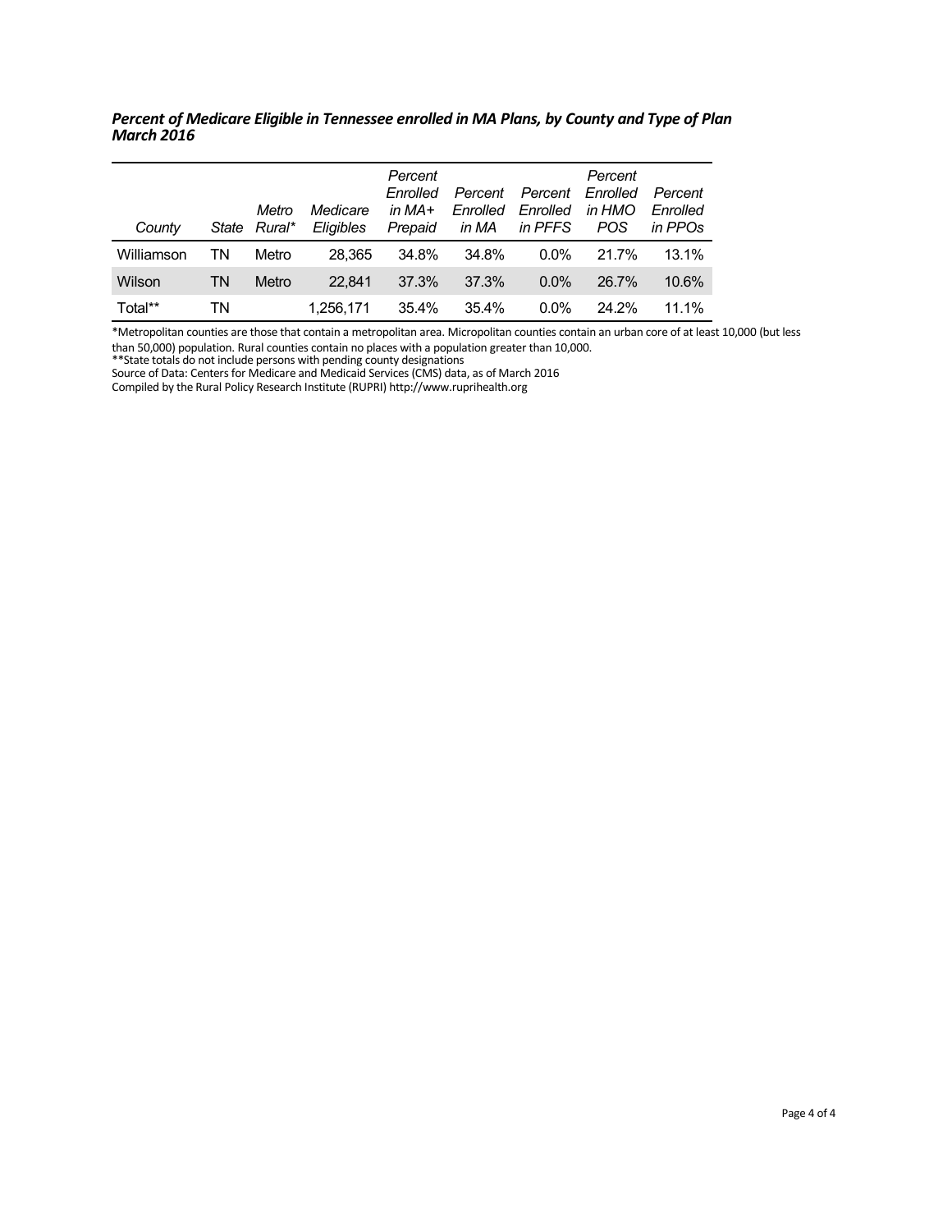***Percent of Medicare Eligible in Tennessee enrolled in MA Plans, by County and Type of Plan March 2016***

| County | State | Metro Rural* | Medicare Eligibles | Percent Enrolled in MA+ Prepaid | Percent Enrolled in MA | Percent Enrolled in PFFS | Percent Enrolled in HMO POS | Percent Enrolled in PPOs |
|---|---|---|---|---|---|---|---|---|
| Williamson | TN | Metro | 28,365 | 34.8% | 34.8% | 0.0% | 21.7% | 13.1% |
| Wilson | TN | Metro | 22,841 | 37.3% | 37.3% | 0.0% | 26.7% | 10.6% |
| Total** | TN | | 1,256,171 | 35.4% | 35.4% | 0.0% | 24.2% | 11.1% |

*Metropolitan counties are those that contain a metropolitan area. Micropolitan counties contain an urban core of at least 10,000 (but less than 50,000) population. Rural counties contain no places with a population greater than 10,000.

**State totals do not include persons with pending county designations

Source of Data: Centers for Medicare and Medicaid Services (CMS) data, as of March 2016

Compiled by the Rural Policy Research Institute (RUPRI) http://www.ruprihealth.org